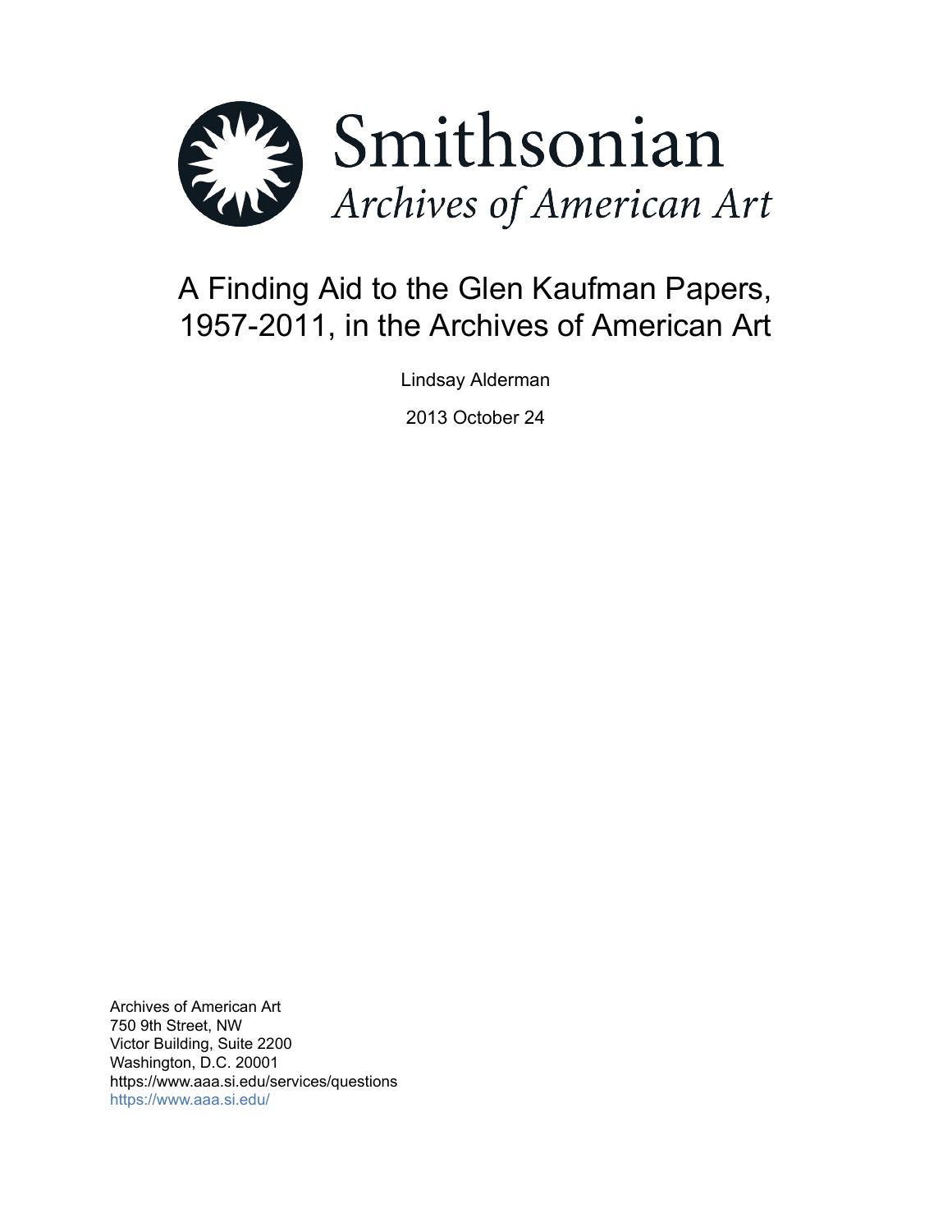Smithsonian

*Archives of American Art*

# A Finding Aid to the Glen Kaufman Papers, 1957-2011, in the Archives of American Art

Lindsay Alderman

2013 October 24

Archives of American Art
750 9th Street, NW
Victor Building, Suite 2200
Washington, D.C. 20001
https://www.aaa.si.edu/services/questions
https://www.aaa.si.edu/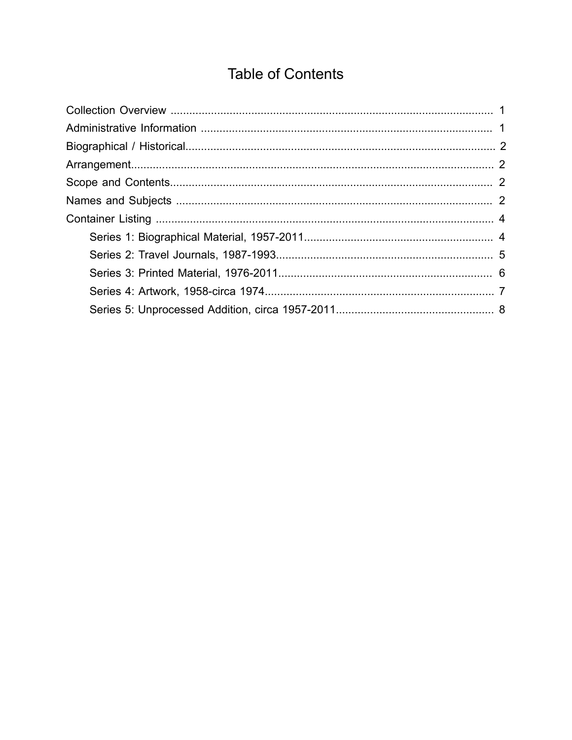# Table of Contents

- Collection Overview ........................................................................................................ 1
- Administrative Information ............................................................................................. 1
- Biographical / Historical.................................................................................................. 2
- Arrangement................................................................................................................... 2
- Scope and Contents........................................................................................................ 2
- Names and Subjects ...................................................................................................... 2
- Container Listing ............................................................................................................ 4
  - Series 1: Biographical Material, 1957-2011............................................................ 4
  - Series 2: Travel Journals, 1987-1993..................................................................... 5
  - Series 3: Printed Material, 1976-2011.................................................................... 6
  - Series 4: Artwork, 1958-circa 1974......................................................................... 7
  - Series 5: Unprocessed Addition, circa 1957-2011.................................................. 8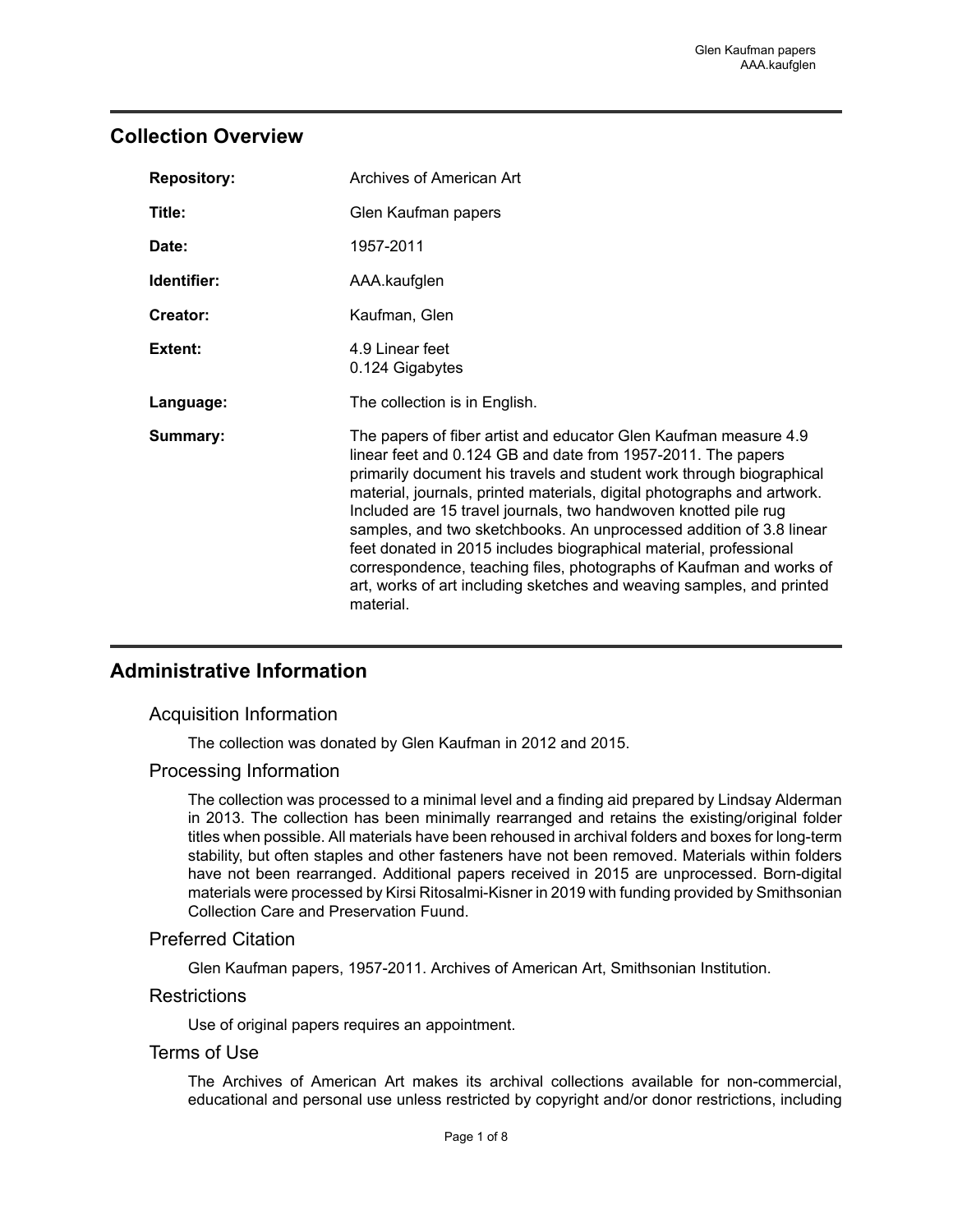## Collection Overview

| | |
|---|---|
| **Repository:** | Archives of American Art |
| **Title:** | Glen Kaufman papers |
| **Date:** | 1957-2011 |
| **Identifier:** | AAA.kaufglen |
| **Creator:** | Kaufman, Glen |
| **Extent:** | 4.9 Linear feet<br>0.124 Gigabytes |
| **Language:** | The collection is in English. |
| **Summary:** | The papers of fiber artist and educator Glen Kaufman measure 4.9 linear feet and 0.124 GB and date from 1957-2011. The papers primarily document his travels and student work through biographical material, journals, printed materials, digital photographs and artwork. Included are 15 travel journals, two handwoven knotted pile rug samples, and two sketchbooks. An unprocessed addition of 3.8 linear feet donated in 2015 includes biographical material, professional correspondence, teaching files, photographs of Kaufman and works of art, works of art including sketches and weaving samples, and printed material. |

## Administrative Information

### Acquisition Information

The collection was donated by Glen Kaufman in 2012 and 2015.

### Processing Information

The collection was processed to a minimal level and a finding aid prepared by Lindsay Alderman in 2013. The collection has been minimally rearranged and retains the existing/original folder titles when possible. All materials have been rehoused in archival folders and boxes for long-term stability, but often staples and other fasteners have not been removed. Materials within folders have not been rearranged. Additional papers received in 2015 are unprocessed. Born-digital materials were processed by Kirsi Ritosalmi-Kisner in 2019 with funding provided by Smithsonian Collection Care and Preservation Fuund.

### Preferred Citation

Glen Kaufman papers, 1957-2011. Archives of American Art, Smithsonian Institution.

### Restrictions

Use of original papers requires an appointment.

### Terms of Use

The Archives of American Art makes its archival collections available for non-commercial, educational and personal use unless restricted by copyright and/or donor restrictions, including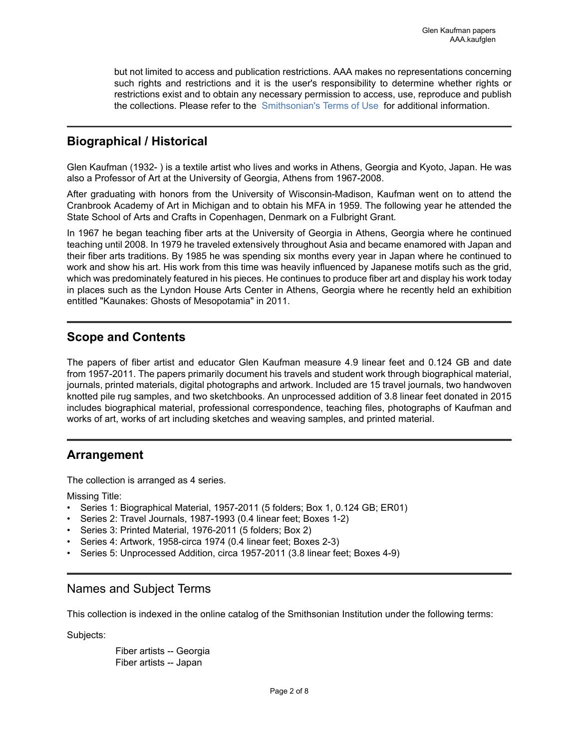but not limited to access and publication restrictions. AAA makes no representations concerning such rights and restrictions and it is the user's responsibility to determine whether rights or restrictions exist and to obtain any necessary permission to access, use, reproduce and publish the collections. Please refer to the Smithsonian's Terms of Use for additional information.

## Biographical / Historical

Glen Kaufman (1932- ) is a textile artist who lives and works in Athens, Georgia and Kyoto, Japan. He was also a Professor of Art at the University of Georgia, Athens from 1967-2008.

After graduating with honors from the University of Wisconsin-Madison, Kaufman went on to attend the Cranbrook Academy of Art in Michigan and to obtain his MFA in 1959. The following year he attended the State School of Arts and Crafts in Copenhagen, Denmark on a Fulbright Grant.

In 1967 he began teaching fiber arts at the University of Georgia in Athens, Georgia where he continued teaching until 2008. In 1979 he traveled extensively throughout Asia and became enamored with Japan and their fiber arts traditions. By 1985 he was spending six months every year in Japan where he continued to work and show his art. His work from this time was heavily influenced by Japanese motifs such as the grid, which was predominately featured in his pieces. He continues to produce fiber art and display his work today in places such as the Lyndon House Arts Center in Athens, Georgia where he recently held an exhibition entitled "Kaunakes: Ghosts of Mesopotamia" in 2011.

## Scope and Contents

The papers of fiber artist and educator Glen Kaufman measure 4.9 linear feet and 0.124 GB and date from 1957-2011. The papers primarily document his travels and student work through biographical material, journals, printed materials, digital photographs and artwork. Included are 15 travel journals, two handwoven knotted pile rug samples, and two sketchbooks. An unprocessed addition of 3.8 linear feet donated in 2015 includes biographical material, professional correspondence, teaching files, photographs of Kaufman and works of art, works of art including sketches and weaving samples, and printed material.

## Arrangement

The collection is arranged as 4 series.

Missing Title:

- Series 1: Biographical Material, 1957-2011 (5 folders; Box 1, 0.124 GB; ER01)
- Series 2: Travel Journals, 1987-1993 (0.4 linear feet; Boxes 1-2)
- Series 3: Printed Material, 1976-2011 (5 folders; Box 2)
- Series 4: Artwork, 1958-circa 1974 (0.4 linear feet; Boxes 2-3)
- Series 5: Unprocessed Addition, circa 1957-2011 (3.8 linear feet; Boxes 4-9)

## Names and Subject Terms

This collection is indexed in the online catalog of the Smithsonian Institution under the following terms:

Subjects:

Fiber artists -- Georgia
Fiber artists -- Japan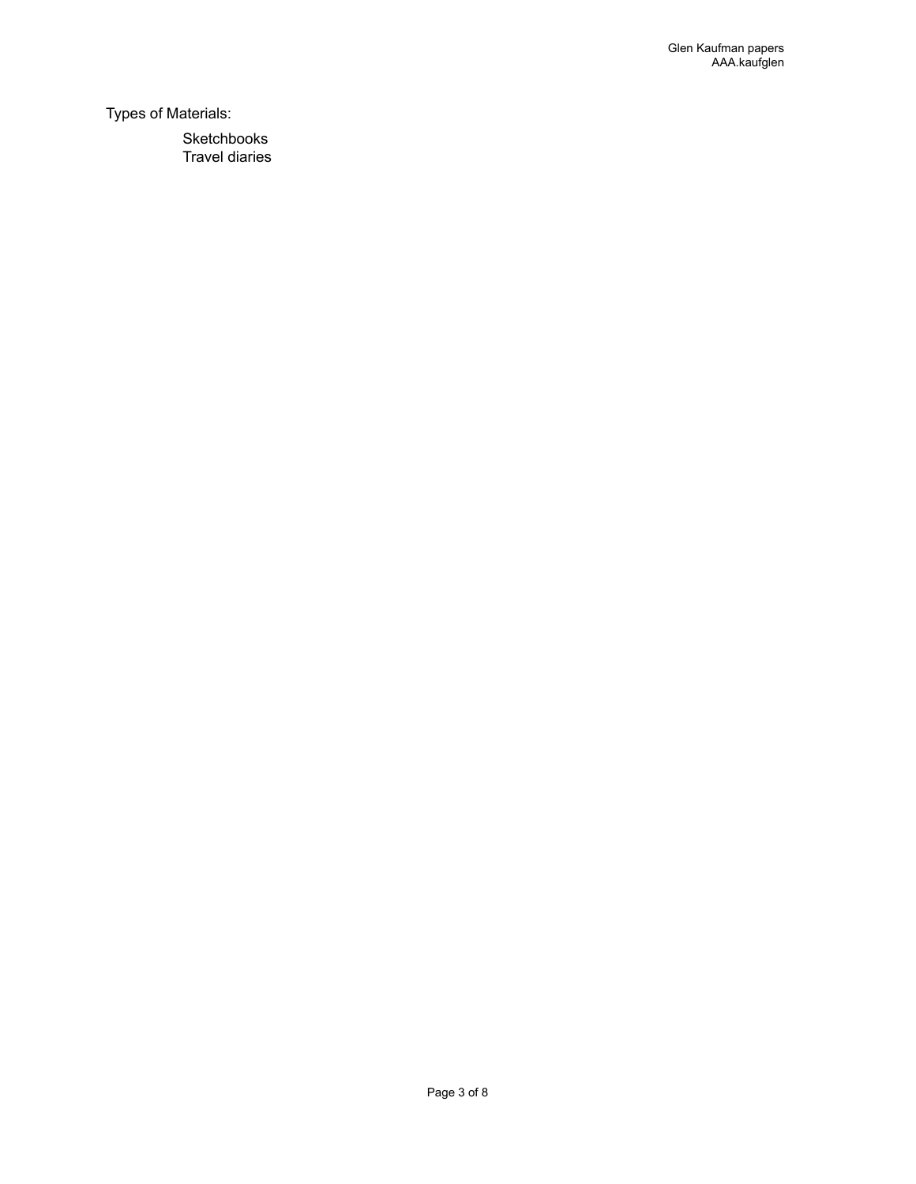Types of Materials:

- Sketchbooks
- Travel diaries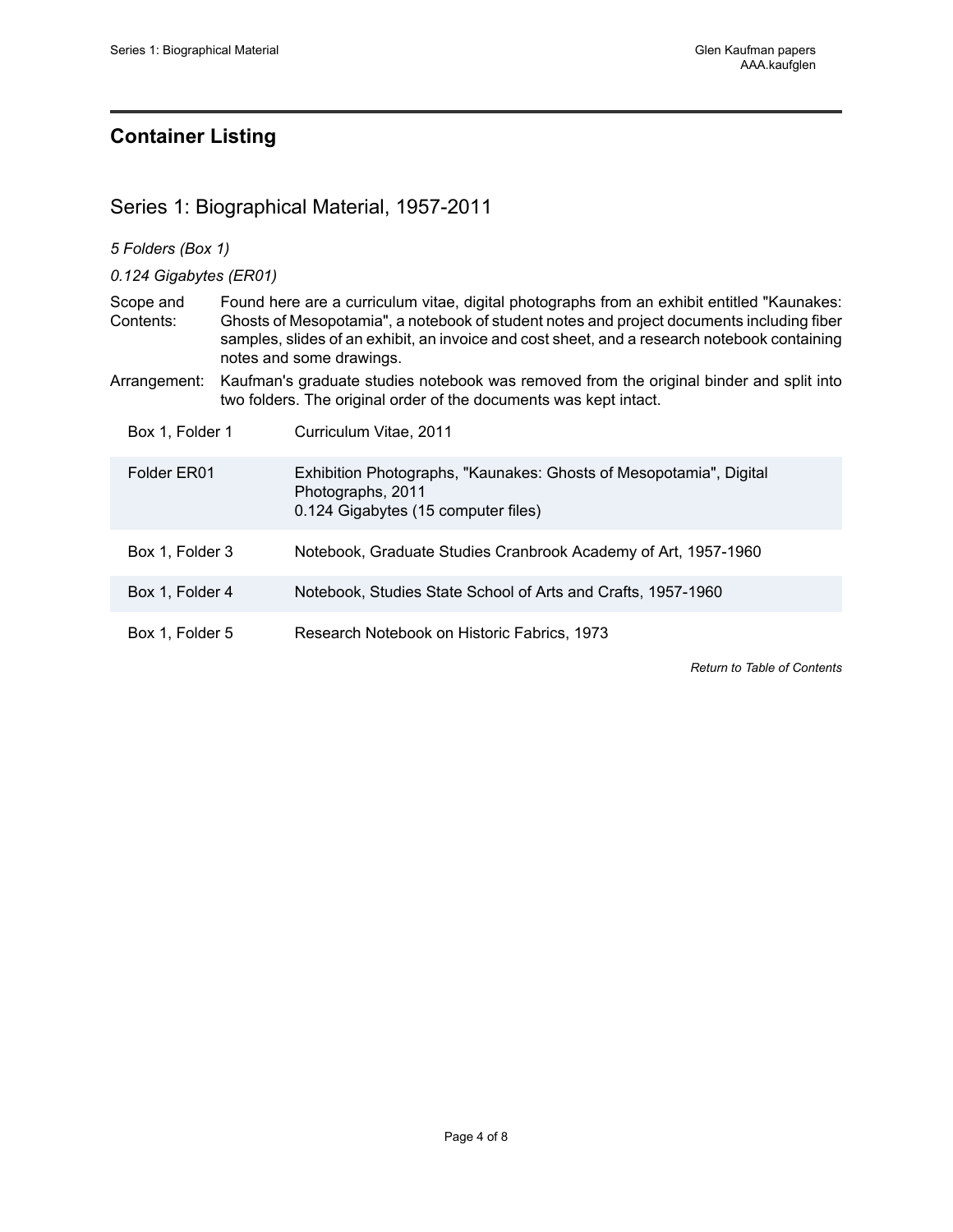## Container Listing

### Series 1: Biographical Material, 1957-2011

*5 Folders (Box 1)*

*0.124 Gigabytes (ER01)*

Scope and Contents: Found here are a curriculum vitae, digital photographs from an exhibit entitled "Kaunakes: Ghosts of Mesopotamia", a notebook of student notes and project documents including fiber samples, slides of an exhibit, an invoice and cost sheet, and a research notebook containing notes and some drawings.

Arrangement: Kaufman's graduate studies notebook was removed from the original binder and split into two folders. The original order of the documents was kept intact.

| | |
|---|---|
| Box 1, Folder 1 | Curriculum Vitae, 2011 |
| Folder ER01 | Exhibition Photographs, "Kaunakes: Ghosts of Mesopotamia", Digital Photographs, 2011<br>0.124 Gigabytes (15 computer files) |
| Box 1, Folder 3 | Notebook, Graduate Studies Cranbrook Academy of Art, 1957-1960 |
| Box 1, Folder 4 | Notebook, Studies State School of Arts and Crafts, 1957-1960 |
| Box 1, Folder 5 | Research Notebook on Historic Fabrics, 1973 |

*Return to Table of Contents*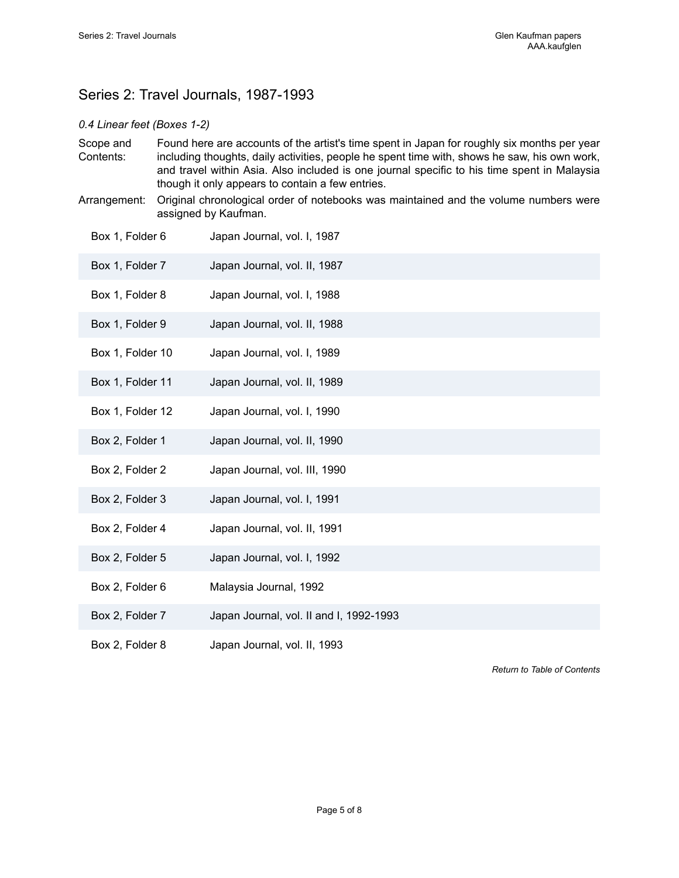## Series 2: Travel Journals, 1987-1993

*0.4 Linear feet (Boxes 1-2)*

Scope and Contents: Found here are accounts of the artist's time spent in Japan for roughly six months per year including thoughts, daily activities, people he spent time with, shows he saw, his own work, and travel within Asia. Also included is one journal specific to his time spent in Malaysia though it only appears to contain a few entries.

Arrangement: Original chronological order of notebooks was maintained and the volume numbers were assigned by Kaufman.

| | |
|---|---|
| Box 1, Folder 6 | Japan Journal, vol. I, 1987 |
| Box 1, Folder 7 | Japan Journal, vol. II, 1987 |
| Box 1, Folder 8 | Japan Journal, vol. I, 1988 |
| Box 1, Folder 9 | Japan Journal, vol. II, 1988 |
| Box 1, Folder 10 | Japan Journal, vol. I, 1989 |
| Box 1, Folder 11 | Japan Journal, vol. II, 1989 |
| Box 1, Folder 12 | Japan Journal, vol. I, 1990 |
| Box 2, Folder 1 | Japan Journal, vol. II, 1990 |
| Box 2, Folder 2 | Japan Journal, vol. III, 1990 |
| Box 2, Folder 3 | Japan Journal, vol. I, 1991 |
| Box 2, Folder 4 | Japan Journal, vol. II, 1991 |
| Box 2, Folder 5 | Japan Journal, vol. I, 1992 |
| Box 2, Folder 6 | Malaysia Journal, 1992 |
| Box 2, Folder 7 | Japan Journal, vol. II and I, 1992-1993 |
| Box 2, Folder 8 | Japan Journal, vol. II, 1993 |

*Return to Table of Contents*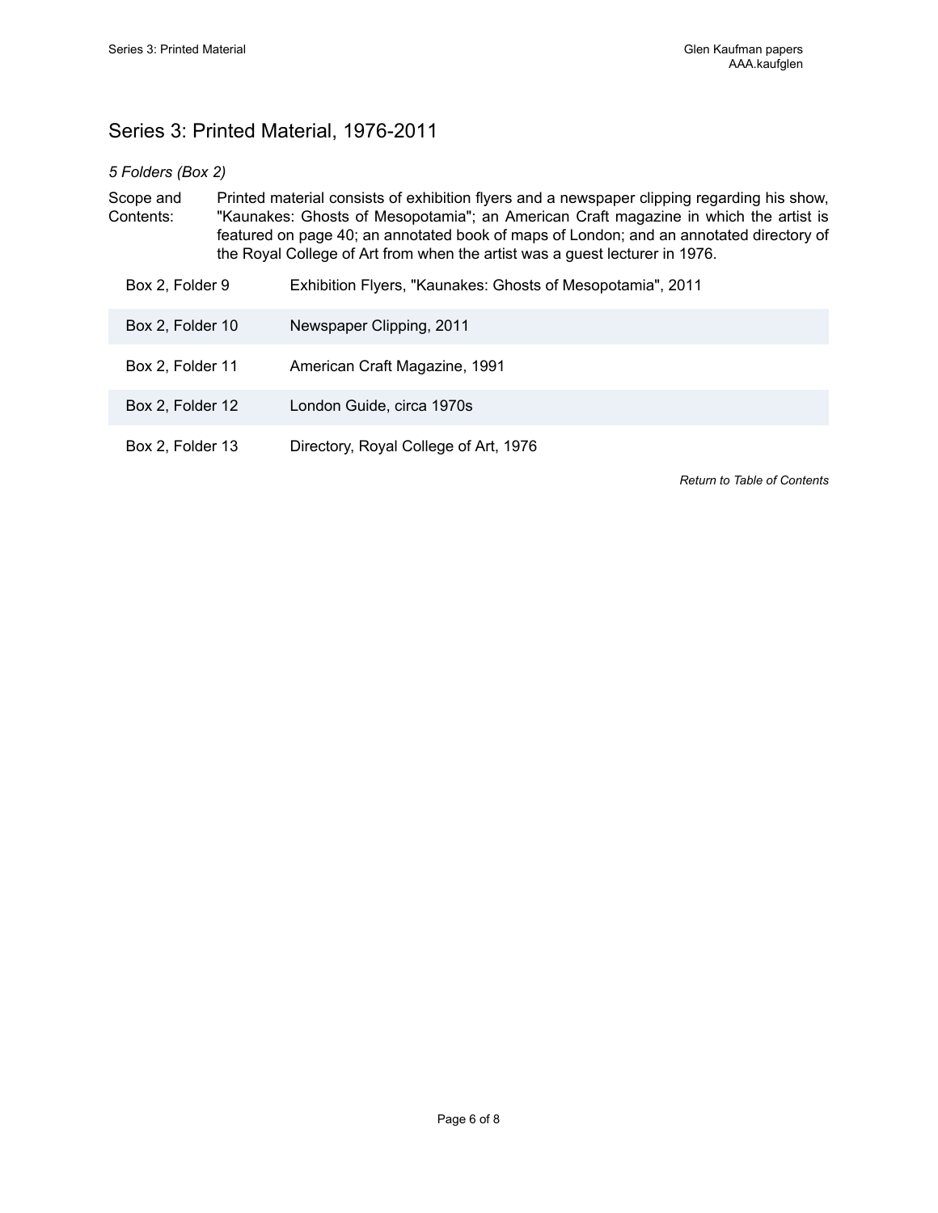## Series 3: Printed Material, 1976-2011

*5 Folders (Box 2)*

Scope and Contents: Printed material consists of exhibition flyers and a newspaper clipping regarding his show, "Kaunakes: Ghosts of Mesopotamia"; an American Craft magazine in which the artist is featured on page 40; an annotated book of maps of London; and an annotated directory of the Royal College of Art from when the artist was a guest lecturer in 1976.

| | |
|---|---|
| Box 2, Folder 9 | Exhibition Flyers, "Kaunakes: Ghosts of Mesopotamia", 2011 |
| Box 2, Folder 10 | Newspaper Clipping, 2011 |
| Box 2, Folder 11 | American Craft Magazine, 1991 |
| Box 2, Folder 12 | London Guide, circa 1970s |
| Box 2, Folder 13 | Directory, Royal College of Art, 1976 |

*Return to Table of Contents*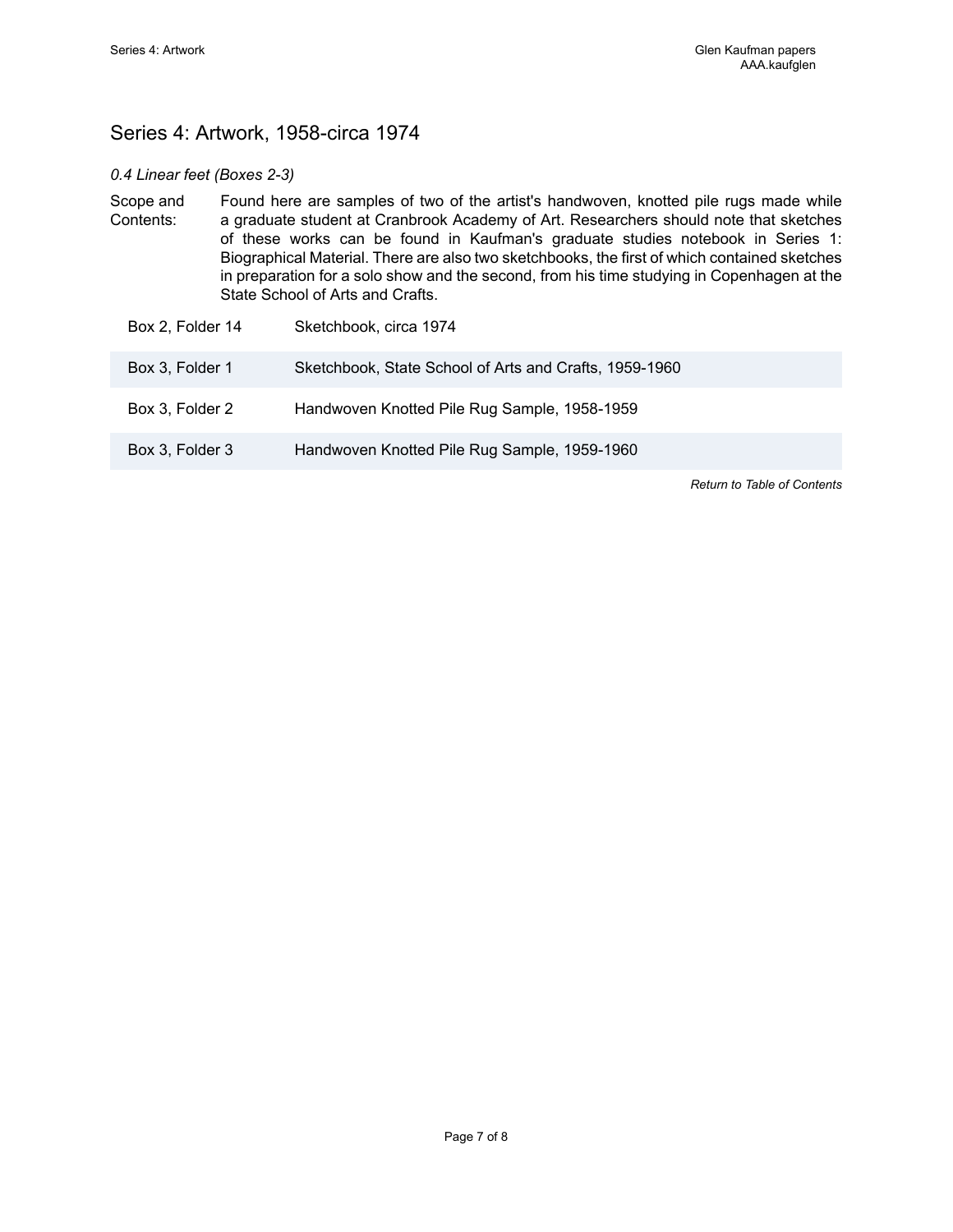## Series 4: Artwork, 1958-circa 1974

*0.4 Linear feet (Boxes 2-3)*

Scope and Contents: Found here are samples of two of the artist's handwoven, knotted pile rugs made while a graduate student at Cranbrook Academy of Art. Researchers should note that sketches of these works can be found in Kaufman's graduate studies notebook in Series 1: Biographical Material. There are also two sketchbooks, the first of which contained sketches in preparation for a solo show and the second, from his time studying in Copenhagen at the State School of Arts and Crafts.

| | |
|---|---|
| Box 2, Folder 14 | Sketchbook, circa 1974 |
| Box 3, Folder 1 | Sketchbook, State School of Arts and Crafts, 1959-1960 |
| Box 3, Folder 2 | Handwoven Knotted Pile Rug Sample, 1958-1959 |
| Box 3, Folder 3 | Handwoven Knotted Pile Rug Sample, 1959-1960 |

*Return to Table of Contents*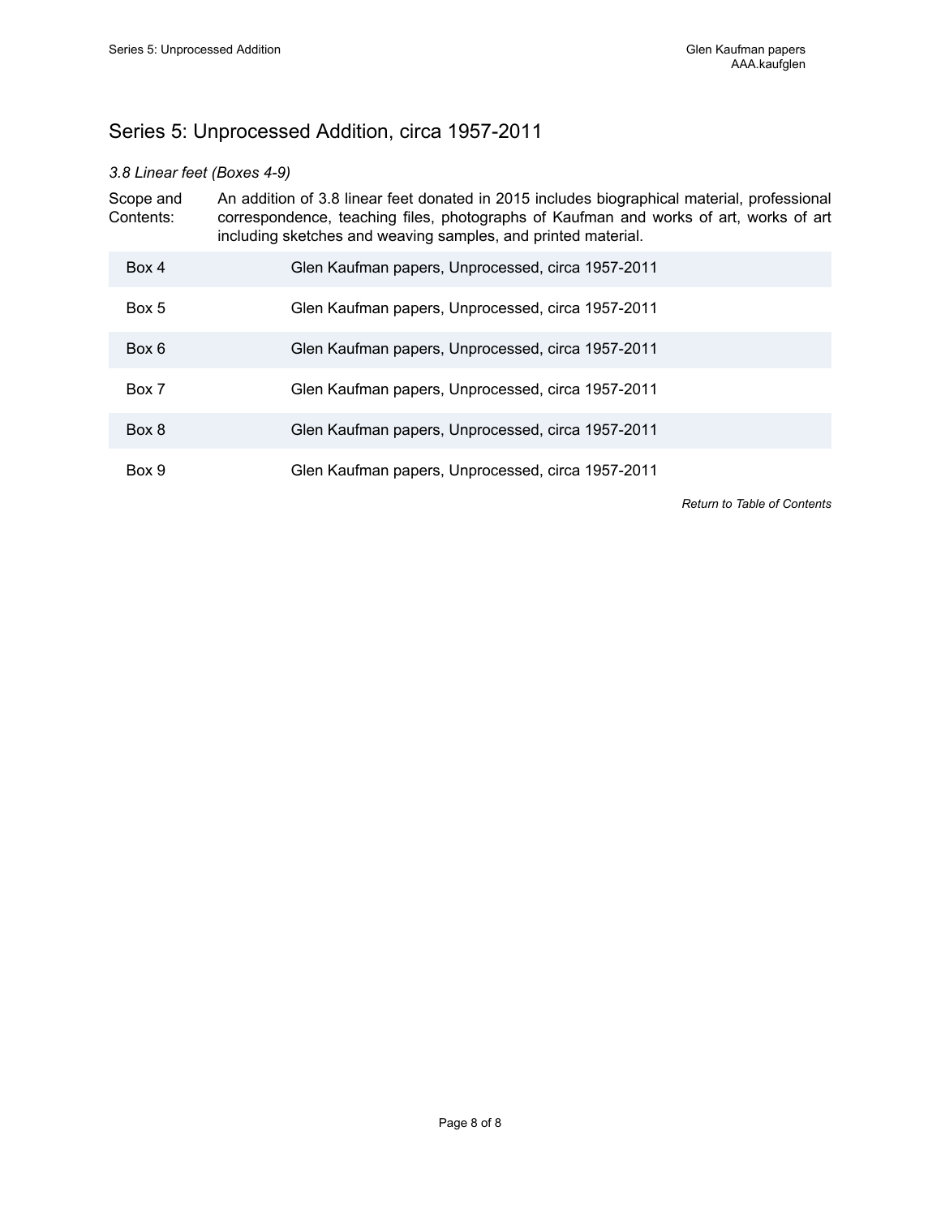## Series 5: Unprocessed Addition, circa 1957-2011

*3.8 Linear feet (Boxes 4-9)*

Scope and Contents: An addition of 3.8 linear feet donated in 2015 includes biographical material, professional correspondence, teaching files, photographs of Kaufman and works of art, works of art including sketches and weaving samples, and printed material.

| | |
|---|---|
| Box 4 | Glen Kaufman papers, Unprocessed, circa 1957-2011 |
| Box 5 | Glen Kaufman papers, Unprocessed, circa 1957-2011 |
| Box 6 | Glen Kaufman papers, Unprocessed, circa 1957-2011 |
| Box 7 | Glen Kaufman papers, Unprocessed, circa 1957-2011 |
| Box 8 | Glen Kaufman papers, Unprocessed, circa 1957-2011 |
| Box 9 | Glen Kaufman papers, Unprocessed, circa 1957-2011 |

*Return to Table of Contents*